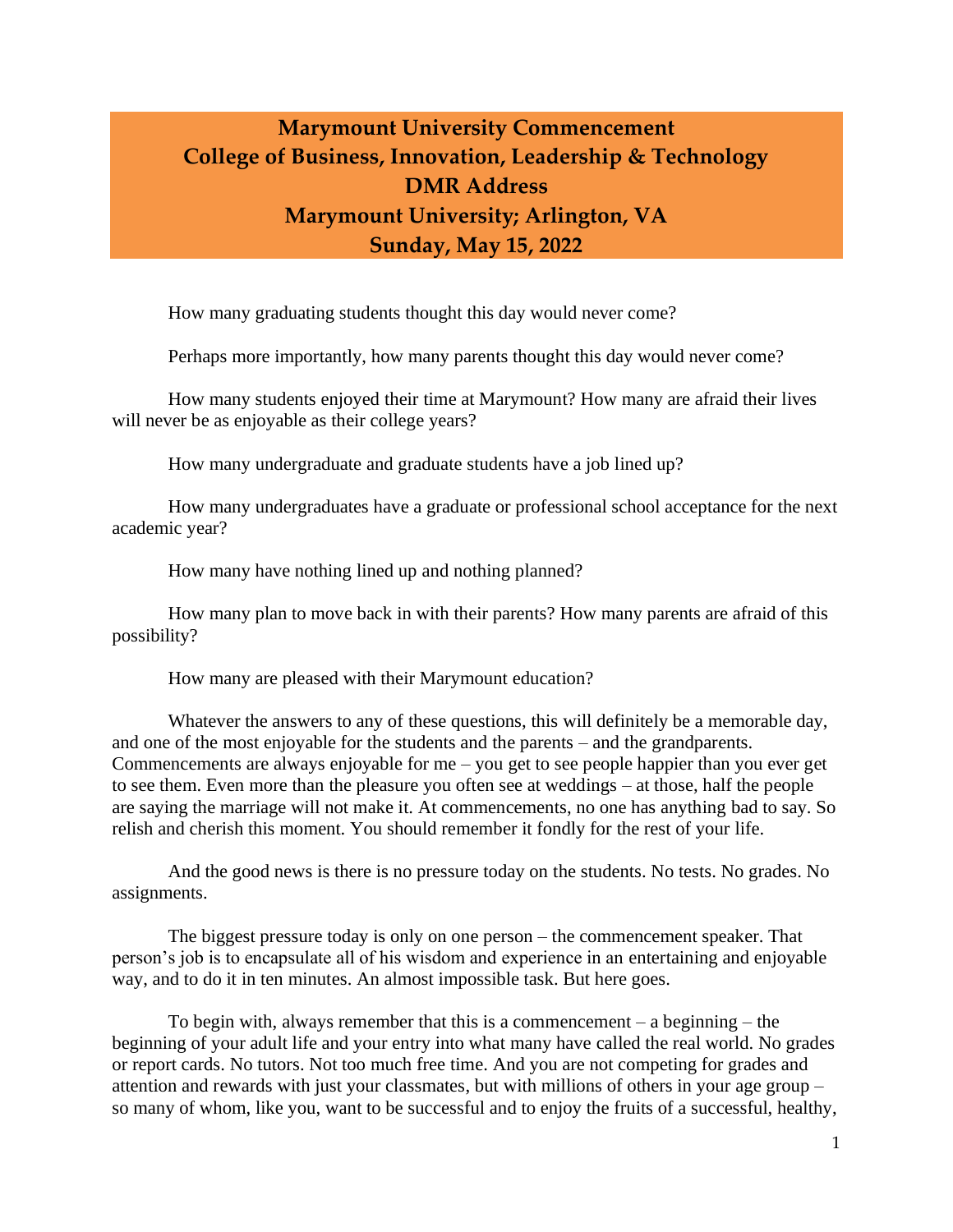# Marymount University Commencement
# College of Business, Innovation, Leadership & Technology
# DMR Address
# Marymount University; Arlington, VA
# Sunday, May 15, 2022

How many graduating students thought this day would never come?

Perhaps more importantly, how many parents thought this day would never come?

How many students enjoyed their time at Marymount? How many are afraid their lives will never be as enjoyable as their college years?

How many undergraduate and graduate students have a job lined up?

How many undergraduates have a graduate or professional school acceptance for the next academic year?

How many have nothing lined up and nothing planned?

How many plan to move back in with their parents? How many parents are afraid of this possibility?

How many are pleased with their Marymount education?

Whatever the answers to any of these questions, this will definitely be a memorable day, and one of the most enjoyable for the students and the parents – and the grandparents. Commencements are always enjoyable for me – you get to see people happier than you ever get to see them. Even more than the pleasure you often see at weddings – at those, half the people are saying the marriage will not make it. At commencements, no one has anything bad to say. So relish and cherish this moment. You should remember it fondly for the rest of your life.

And the good news is there is no pressure today on the students. No tests. No grades. No assignments.

The biggest pressure today is only on one person – the commencement speaker. That person's job is to encapsulate all of his wisdom and experience in an entertaining and enjoyable way, and to do it in ten minutes. An almost impossible task. But here goes.

To begin with, always remember that this is a commencement – a beginning – the beginning of your adult life and your entry into what many have called the real world. No grades or report cards. No tutors. Not too much free time. And you are not competing for grades and attention and rewards with just your classmates, but with millions of others in your age group – so many of whom, like you, want to be successful and to enjoy the fruits of a successful, healthy,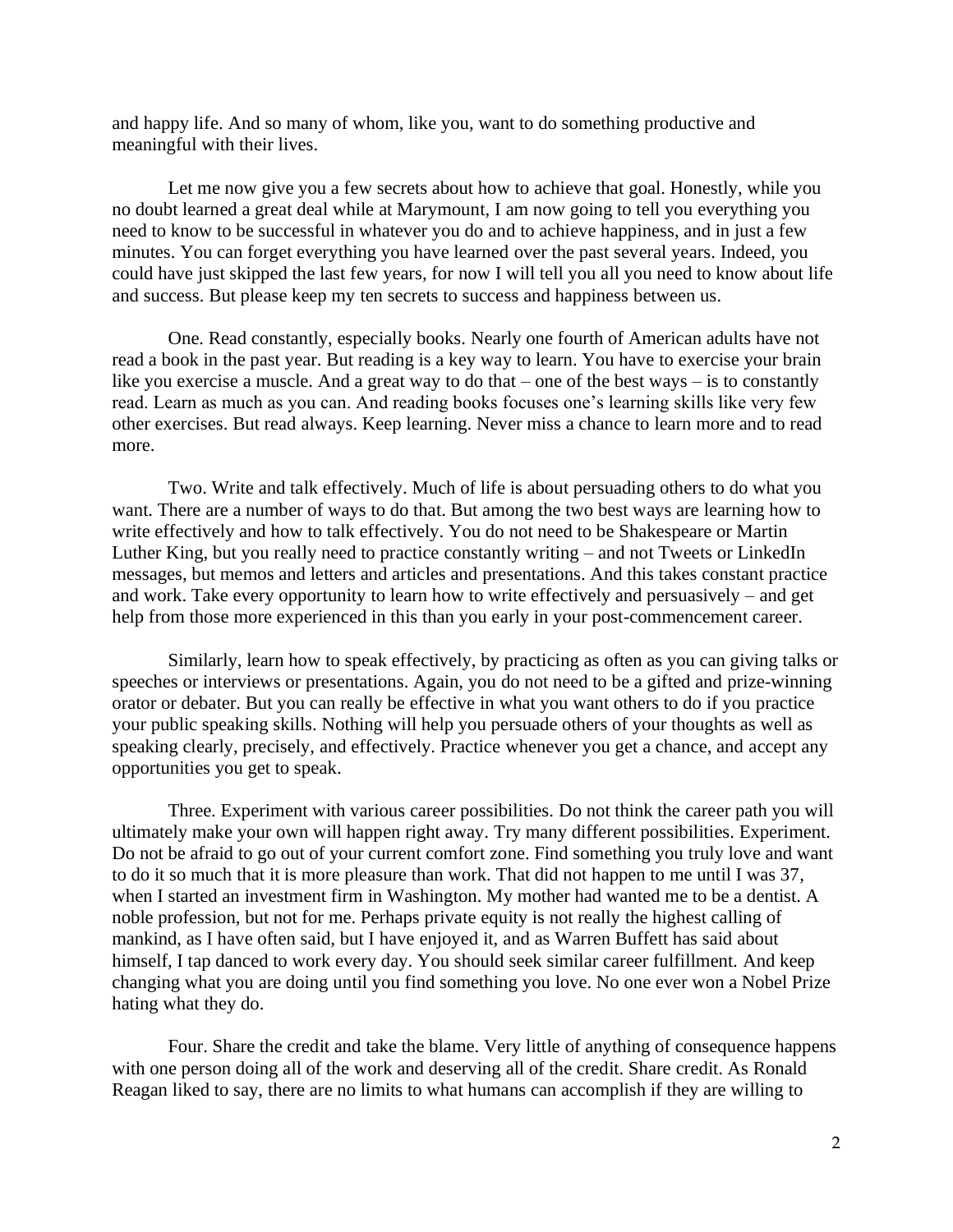and happy life. And so many of whom, like you, want to do something productive and meaningful with their lives.

Let me now give you a few secrets about how to achieve that goal. Honestly, while you no doubt learned a great deal while at Marymount, I am now going to tell you everything you need to know to be successful in whatever you do and to achieve happiness, and in just a few minutes. You can forget everything you have learned over the past several years. Indeed, you could have just skipped the last few years, for now I will tell you all you need to know about life and success. But please keep my ten secrets to success and happiness between us.

One. Read constantly, especially books. Nearly one fourth of American adults have not read a book in the past year. But reading is a key way to learn. You have to exercise your brain like you exercise a muscle. And a great way to do that – one of the best ways – is to constantly read. Learn as much as you can. And reading books focuses one's learning skills like very few other exercises. But read always. Keep learning. Never miss a chance to learn more and to read more.

Two. Write and talk effectively. Much of life is about persuading others to do what you want. There are a number of ways to do that. But among the two best ways are learning how to write effectively and how to talk effectively. You do not need to be Shakespeare or Martin Luther King, but you really need to practice constantly writing – and not Tweets or LinkedIn messages, but memos and letters and articles and presentations. And this takes constant practice and work. Take every opportunity to learn how to write effectively and persuasively – and get help from those more experienced in this than you early in your post-commencement career.

Similarly, learn how to speak effectively, by practicing as often as you can giving talks or speeches or interviews or presentations. Again, you do not need to be a gifted and prize-winning orator or debater. But you can really be effective in what you want others to do if you practice your public speaking skills. Nothing will help you persuade others of your thoughts as well as speaking clearly, precisely, and effectively. Practice whenever you get a chance, and accept any opportunities you get to speak.

Three. Experiment with various career possibilities. Do not think the career path you will ultimately make your own will happen right away. Try many different possibilities. Experiment. Do not be afraid to go out of your current comfort zone. Find something you truly love and want to do it so much that it is more pleasure than work. That did not happen to me until I was 37, when I started an investment firm in Washington. My mother had wanted me to be a dentist. A noble profession, but not for me. Perhaps private equity is not really the highest calling of mankind, as I have often said, but I have enjoyed it, and as Warren Buffett has said about himself, I tap danced to work every day. You should seek similar career fulfillment. And keep changing what you are doing until you find something you love. No one ever won a Nobel Prize hating what they do.

Four. Share the credit and take the blame. Very little of anything of consequence happens with one person doing all of the work and deserving all of the credit. Share credit. As Ronald Reagan liked to say, there are no limits to what humans can accomplish if they are willing to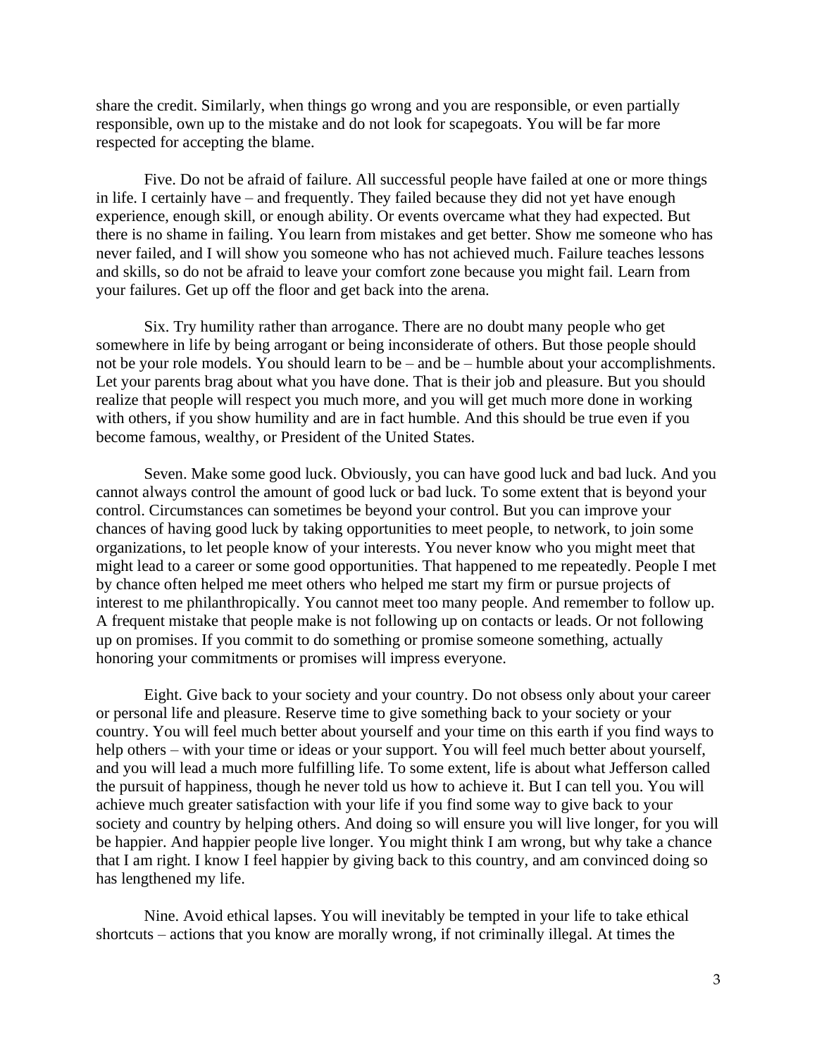share the credit. Similarly, when things go wrong and you are responsible, or even partially responsible, own up to the mistake and do not look for scapegoats. You will be far more respected for accepting the blame.

Five. Do not be afraid of failure. All successful people have failed at one or more things in life. I certainly have – and frequently. They failed because they did not yet have enough experience, enough skill, or enough ability. Or events overcame what they had expected. But there is no shame in failing. You learn from mistakes and get better. Show me someone who has never failed, and I will show you someone who has not achieved much. Failure teaches lessons and skills, so do not be afraid to leave your comfort zone because you might fail. Learn from your failures. Get up off the floor and get back into the arena.

Six. Try humility rather than arrogance. There are no doubt many people who get somewhere in life by being arrogant or being inconsiderate of others. But those people should not be your role models. You should learn to be – and be – humble about your accomplishments. Let your parents brag about what you have done. That is their job and pleasure. But you should realize that people will respect you much more, and you will get much more done in working with others, if you show humility and are in fact humble. And this should be true even if you become famous, wealthy, or President of the United States.

Seven. Make some good luck. Obviously, you can have good luck and bad luck. And you cannot always control the amount of good luck or bad luck. To some extent that is beyond your control. Circumstances can sometimes be beyond your control. But you can improve your chances of having good luck by taking opportunities to meet people, to network, to join some organizations, to let people know of your interests. You never know who you might meet that might lead to a career or some good opportunities. That happened to me repeatedly. People I met by chance often helped me meet others who helped me start my firm or pursue projects of interest to me philanthropically. You cannot meet too many people. And remember to follow up. A frequent mistake that people make is not following up on contacts or leads. Or not following up on promises. If you commit to do something or promise someone something, actually honoring your commitments or promises will impress everyone.

Eight. Give back to your society and your country. Do not obsess only about your career or personal life and pleasure. Reserve time to give something back to your society or your country. You will feel much better about yourself and your time on this earth if you find ways to help others – with your time or ideas or your support. You will feel much better about yourself, and you will lead a much more fulfilling life. To some extent, life is about what Jefferson called the pursuit of happiness, though he never told us how to achieve it. But I can tell you. You will achieve much greater satisfaction with your life if you find some way to give back to your society and country by helping others. And doing so will ensure you will live longer, for you will be happier. And happier people live longer. You might think I am wrong, but why take a chance that I am right. I know I feel happier by giving back to this country, and am convinced doing so has lengthened my life.

Nine. Avoid ethical lapses. You will inevitably be tempted in your life to take ethical shortcuts – actions that you know are morally wrong, if not criminally illegal. At times the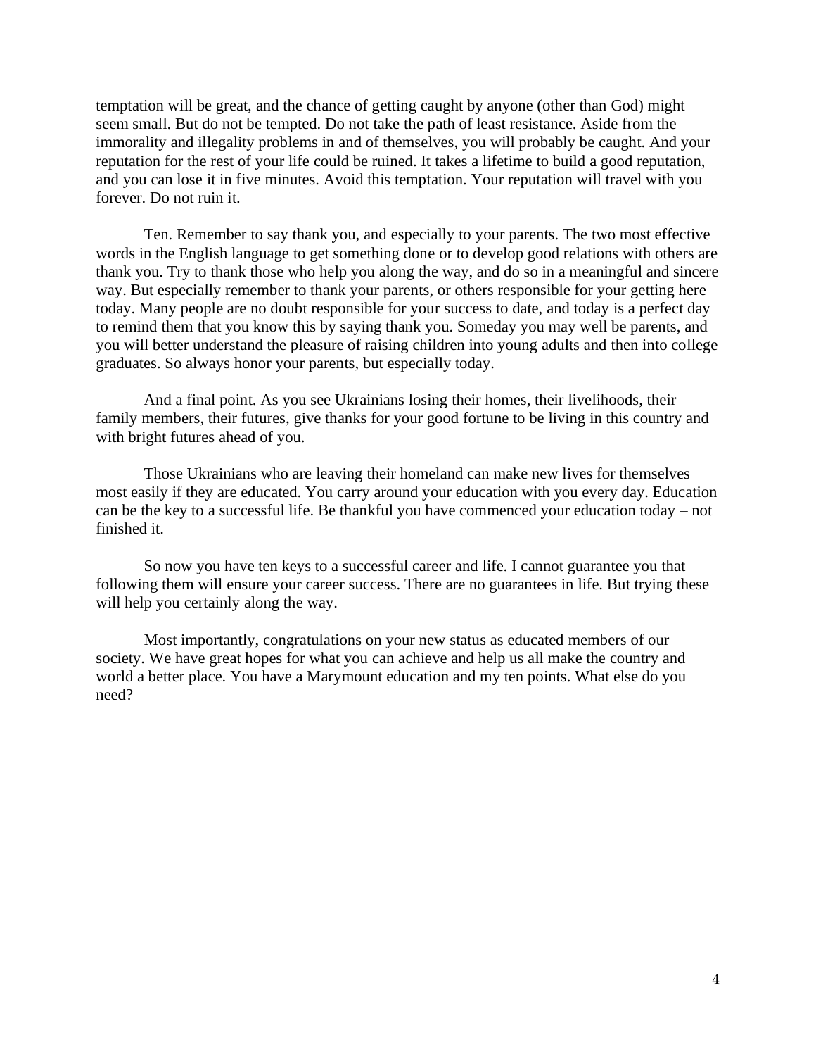temptation will be great, and the chance of getting caught by anyone (other than God) might seem small. But do not be tempted. Do not take the path of least resistance. Aside from the immorality and illegality problems in and of themselves, you will probably be caught. And your reputation for the rest of your life could be ruined. It takes a lifetime to build a good reputation, and you can lose it in five minutes. Avoid this temptation. Your reputation will travel with you forever. Do not ruin it.

Ten. Remember to say thank you, and especially to your parents. The two most effective words in the English language to get something done or to develop good relations with others are thank you. Try to thank those who help you along the way, and do so in a meaningful and sincere way. But especially remember to thank your parents, or others responsible for your getting here today. Many people are no doubt responsible for your success to date, and today is a perfect day to remind them that you know this by saying thank you. Someday you may well be parents, and you will better understand the pleasure of raising children into young adults and then into college graduates. So always honor your parents, but especially today.

And a final point. As you see Ukrainians losing their homes, their livelihoods, their family members, their futures, give thanks for your good fortune to be living in this country and with bright futures ahead of you.

Those Ukrainians who are leaving their homeland can make new lives for themselves most easily if they are educated. You carry around your education with you every day. Education can be the key to a successful life. Be thankful you have commenced your education today – not finished it.

So now you have ten keys to a successful career and life. I cannot guarantee you that following them will ensure your career success. There are no guarantees in life. But trying these will help you certainly along the way.

Most importantly, congratulations on your new status as educated members of our society. We have great hopes for what you can achieve and help us all make the country and world a better place. You have a Marymount education and my ten points. What else do you need?